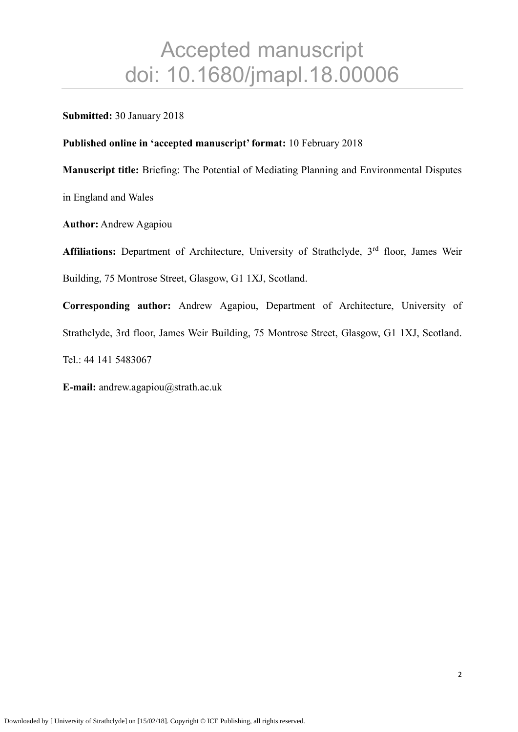# Accepted manuscript
# doi: 10.1680/jmapl.18.00006

**Submitted:** 30 January 2018

**Published online in 'accepted manuscript' format:** 10 February 2018

**Manuscript title:** Briefing: The Potential of Mediating Planning and Environmental Disputes in England and Wales

**Author:** Andrew Agapiou

**Affiliations:** Department of Architecture, University of Strathclyde, 3rd floor, James Weir Building, 75 Montrose Street, Glasgow, G1 1XJ, Scotland.

**Corresponding author:** Andrew Agapiou, Department of Architecture, University of Strathclyde, 3rd floor, James Weir Building, 75 Montrose Street, Glasgow, G1 1XJ, Scotland. Tel.: 44 141 5483067

**E-mail:** andrew.agapiou@strath.ac.uk

Downloaded by [ University of Strathclyde] on [15/02/18]. Copyright © ICE Publishing, all rights reserved.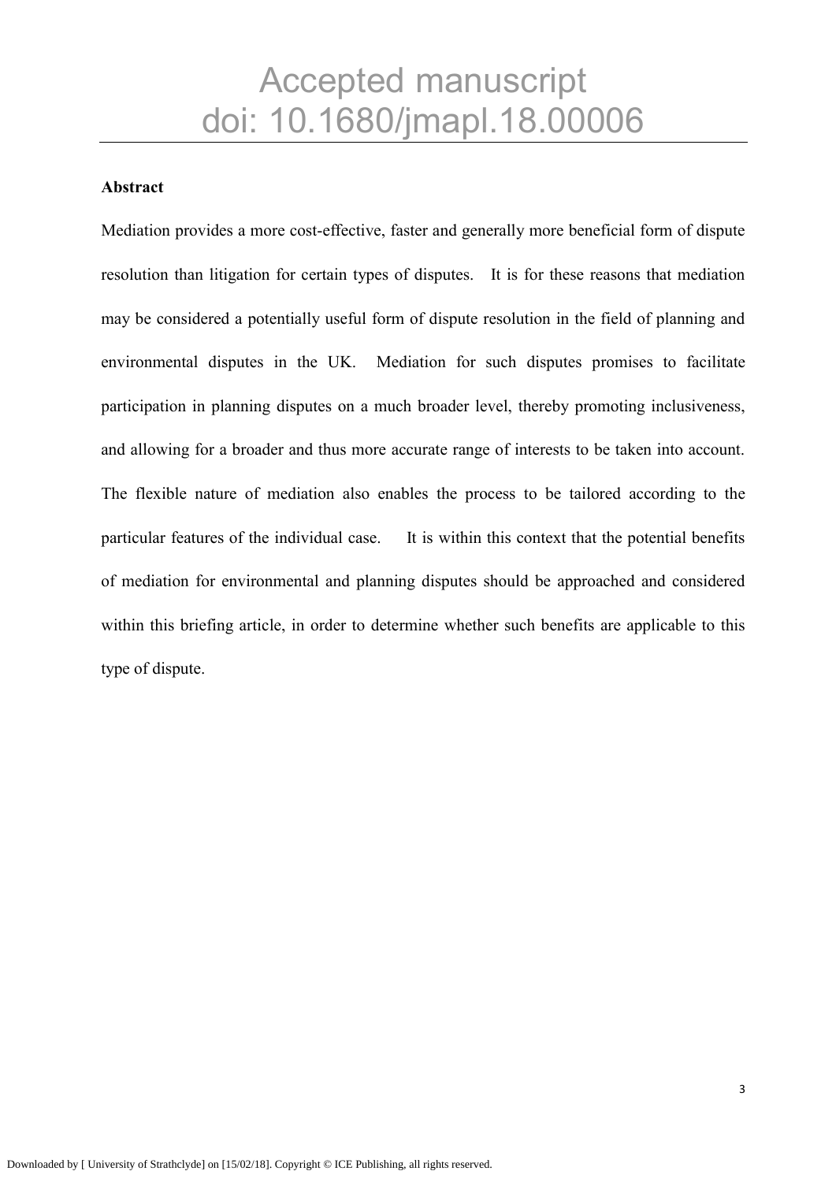## Abstract

Mediation provides a more cost-effective, faster and generally more beneficial form of dispute resolution than litigation for certain types of disputes. It is for these reasons that mediation may be considered a potentially useful form of dispute resolution in the field of planning and environmental disputes in the UK. Mediation for such disputes promises to facilitate participation in planning disputes on a much broader level, thereby promoting inclusiveness, and allowing for a broader and thus more accurate range of interests to be taken into account. The flexible nature of mediation also enables the process to be tailored according to the particular features of the individual case. It is within this context that the potential benefits of mediation for environmental and planning disputes should be approached and considered within this briefing article, in order to determine whether such benefits are applicable to this type of dispute.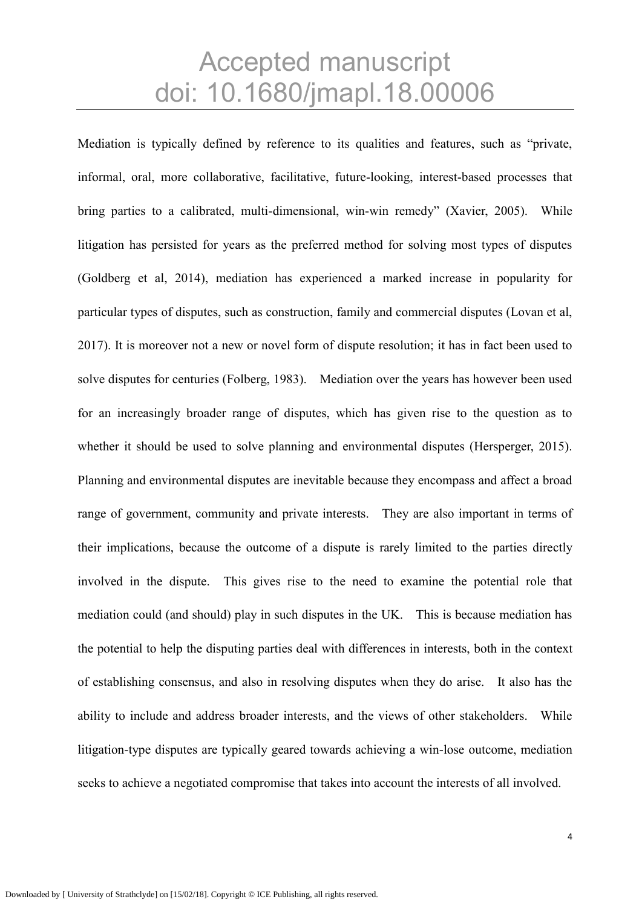Mediation is typically defined by reference to its qualities and features, such as "private, informal, oral, more collaborative, facilitative, future-looking, interest-based processes that bring parties to a calibrated, multi-dimensional, win-win remedy" (Xavier, 2005). While litigation has persisted for years as the preferred method for solving most types of disputes (Goldberg et al, 2014), mediation has experienced a marked increase in popularity for particular types of disputes, such as construction, family and commercial disputes (Lovan et al, 2017). It is moreover not a new or novel form of dispute resolution; it has in fact been used to solve disputes for centuries (Folberg, 1983). Mediation over the years has however been used for an increasingly broader range of disputes, which has given rise to the question as to whether it should be used to solve planning and environmental disputes (Hersperger, 2015). Planning and environmental disputes are inevitable because they encompass and affect a broad range of government, community and private interests. They are also important in terms of their implications, because the outcome of a dispute is rarely limited to the parties directly involved in the dispute. This gives rise to the need to examine the potential role that mediation could (and should) play in such disputes in the UK. This is because mediation has the potential to help the disputing parties deal with differences in interests, both in the context of establishing consensus, and also in resolving disputes when they do arise. It also has the ability to include and address broader interests, and the views of other stakeholders. While litigation-type disputes are typically geared towards achieving a win-lose outcome, mediation seeks to achieve a negotiated compromise that takes into account the interests of all involved.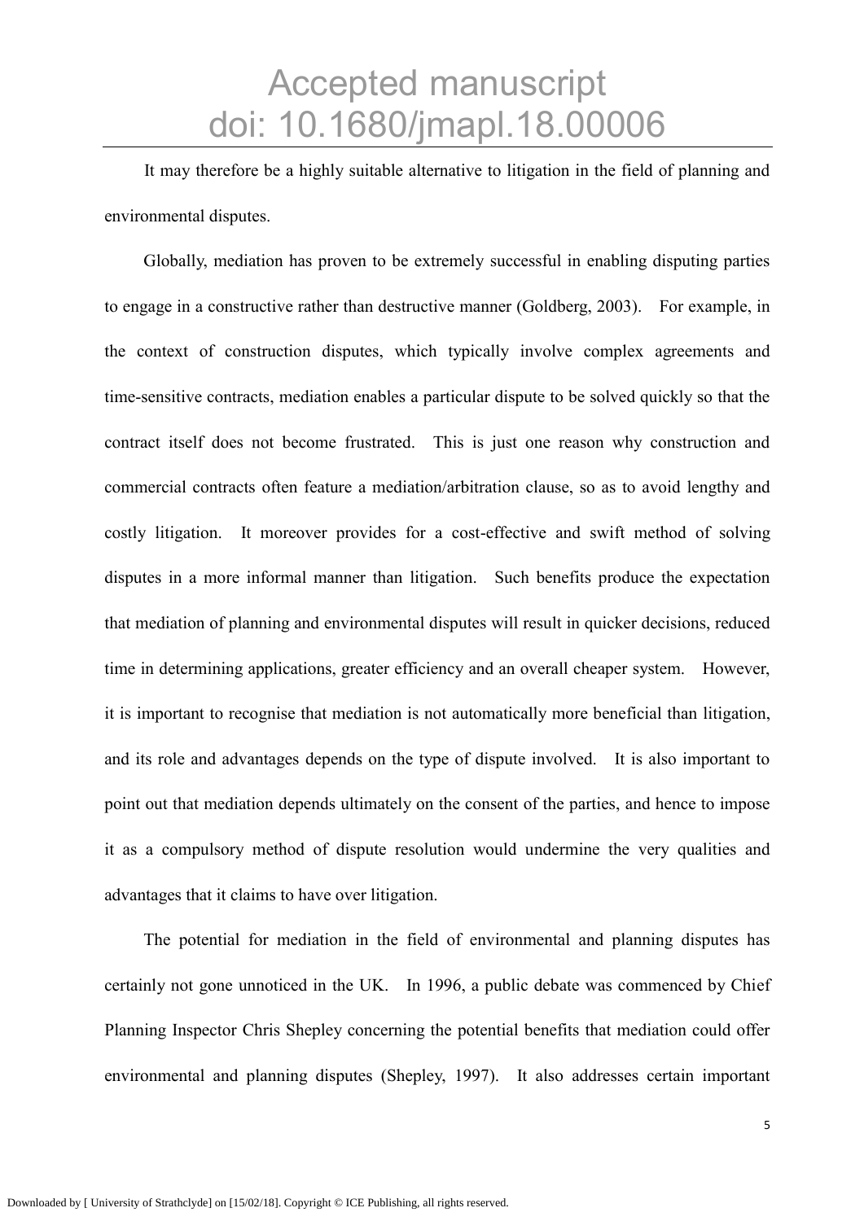It may therefore be a highly suitable alternative to litigation in the field of planning and environmental disputes.

Globally, mediation has proven to be extremely successful in enabling disputing parties to engage in a constructive rather than destructive manner (Goldberg, 2003). For example, in the context of construction disputes, which typically involve complex agreements and time-sensitive contracts, mediation enables a particular dispute to be solved quickly so that the contract itself does not become frustrated. This is just one reason why construction and commercial contracts often feature a mediation/arbitration clause, so as to avoid lengthy and costly litigation. It moreover provides for a cost-effective and swift method of solving disputes in a more informal manner than litigation. Such benefits produce the expectation that mediation of planning and environmental disputes will result in quicker decisions, reduced time in determining applications, greater efficiency and an overall cheaper system. However, it is important to recognise that mediation is not automatically more beneficial than litigation, and its role and advantages depends on the type of dispute involved. It is also important to point out that mediation depends ultimately on the consent of the parties, and hence to impose it as a compulsory method of dispute resolution would undermine the very qualities and advantages that it claims to have over litigation.

The potential for mediation in the field of environmental and planning disputes has certainly not gone unnoticed in the UK. In 1996, a public debate was commenced by Chief Planning Inspector Chris Shepley concerning the potential benefits that mediation could offer environmental and planning disputes (Shepley, 1997). It also addresses certain important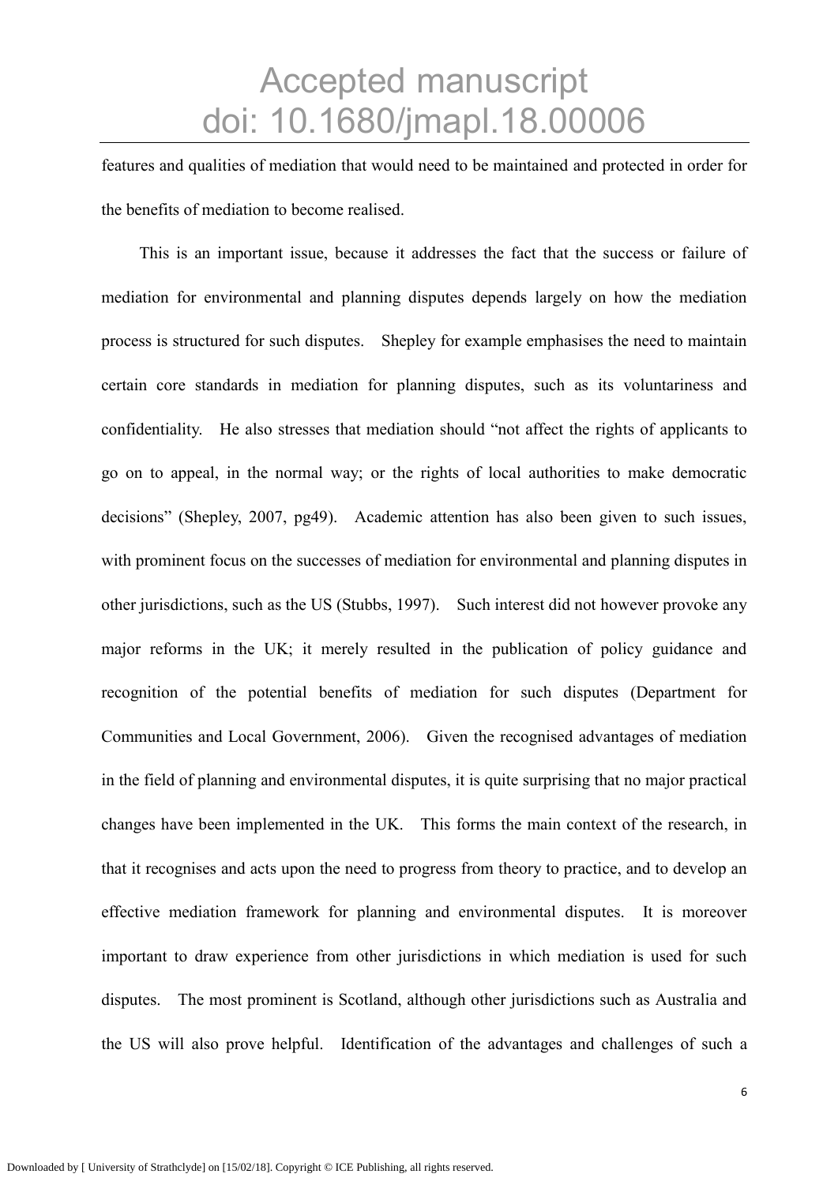features and qualities of mediation that would need to be maintained and protected in order for the benefits of mediation to become realised.

This is an important issue, because it addresses the fact that the success or failure of mediation for environmental and planning disputes depends largely on how the mediation process is structured for such disputes. Shepley for example emphasises the need to maintain certain core standards in mediation for planning disputes, such as its voluntariness and confidentiality. He also stresses that mediation should "not affect the rights of applicants to go on to appeal, in the normal way; or the rights of local authorities to make democratic decisions" (Shepley, 2007, pg49). Academic attention has also been given to such issues, with prominent focus on the successes of mediation for environmental and planning disputes in other jurisdictions, such as the US (Stubbs, 1997). Such interest did not however provoke any major reforms in the UK; it merely resulted in the publication of policy guidance and recognition of the potential benefits of mediation for such disputes (Department for Communities and Local Government, 2006). Given the recognised advantages of mediation in the field of planning and environmental disputes, it is quite surprising that no major practical changes have been implemented in the UK. This forms the main context of the research, in that it recognises and acts upon the need to progress from theory to practice, and to develop an effective mediation framework for planning and environmental disputes. It is moreover important to draw experience from other jurisdictions in which mediation is used for such disputes. The most prominent is Scotland, although other jurisdictions such as Australia and the US will also prove helpful. Identification of the advantages and challenges of such a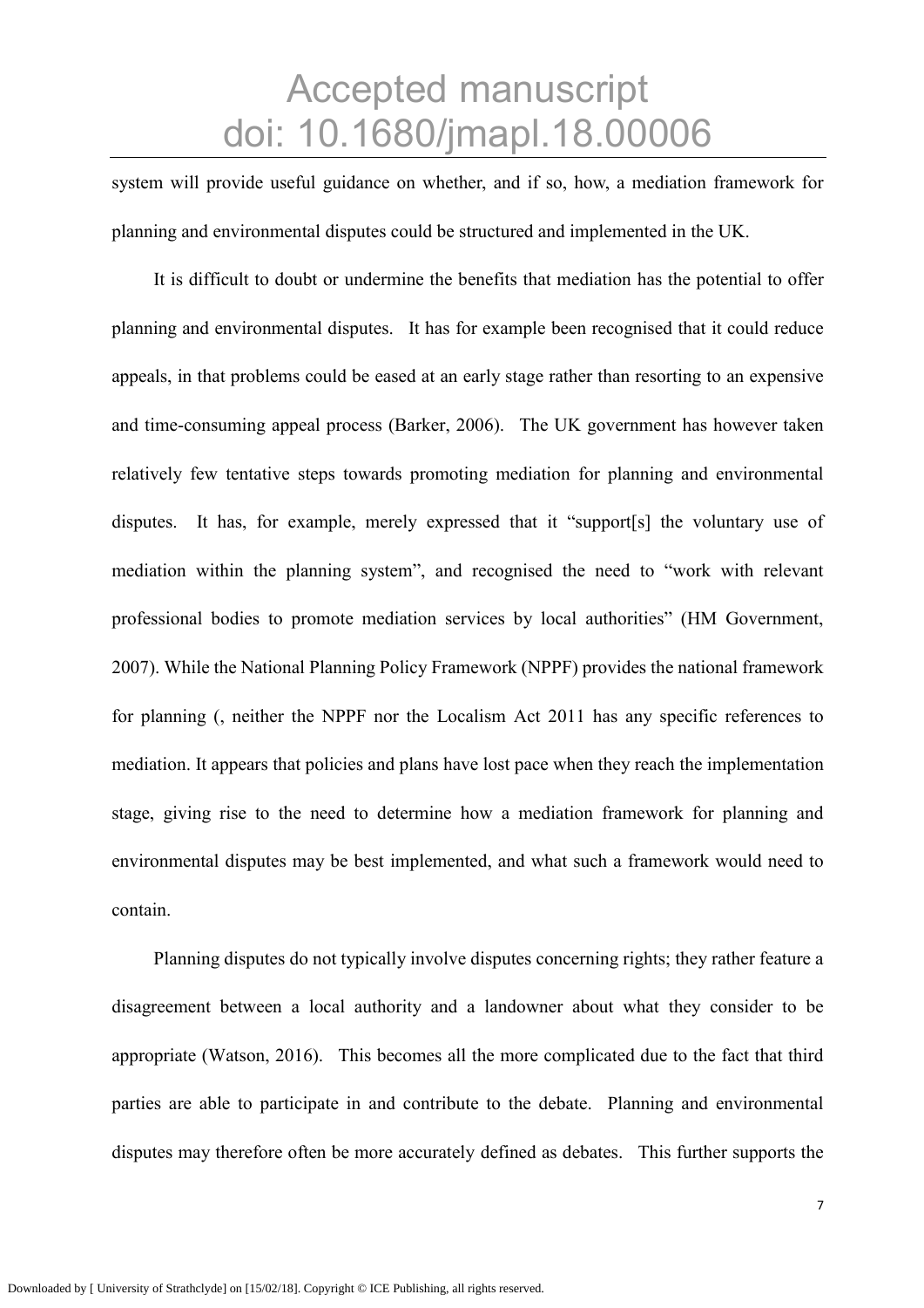system will provide useful guidance on whether, and if so, how, a mediation framework for planning and environmental disputes could be structured and implemented in the UK.

It is difficult to doubt or undermine the benefits that mediation has the potential to offer planning and environmental disputes. It has for example been recognised that it could reduce appeals, in that problems could be eased at an early stage rather than resorting to an expensive and time-consuming appeal process (Barker, 2006). The UK government has however taken relatively few tentative steps towards promoting mediation for planning and environmental disputes. It has, for example, merely expressed that it "support[s] the voluntary use of mediation within the planning system", and recognised the need to "work with relevant professional bodies to promote mediation services by local authorities" (HM Government, 2007). While the National Planning Policy Framework (NPPF) provides the national framework for planning (, neither the NPPF nor the Localism Act 2011 has any specific references to mediation. It appears that policies and plans have lost pace when they reach the implementation stage, giving rise to the need to determine how a mediation framework for planning and environmental disputes may be best implemented, and what such a framework would need to contain.

Planning disputes do not typically involve disputes concerning rights; they rather feature a disagreement between a local authority and a landowner about what they consider to be appropriate (Watson, 2016). This becomes all the more complicated due to the fact that third parties are able to participate in and contribute to the debate. Planning and environmental disputes may therefore often be more accurately defined as debates. This further supports the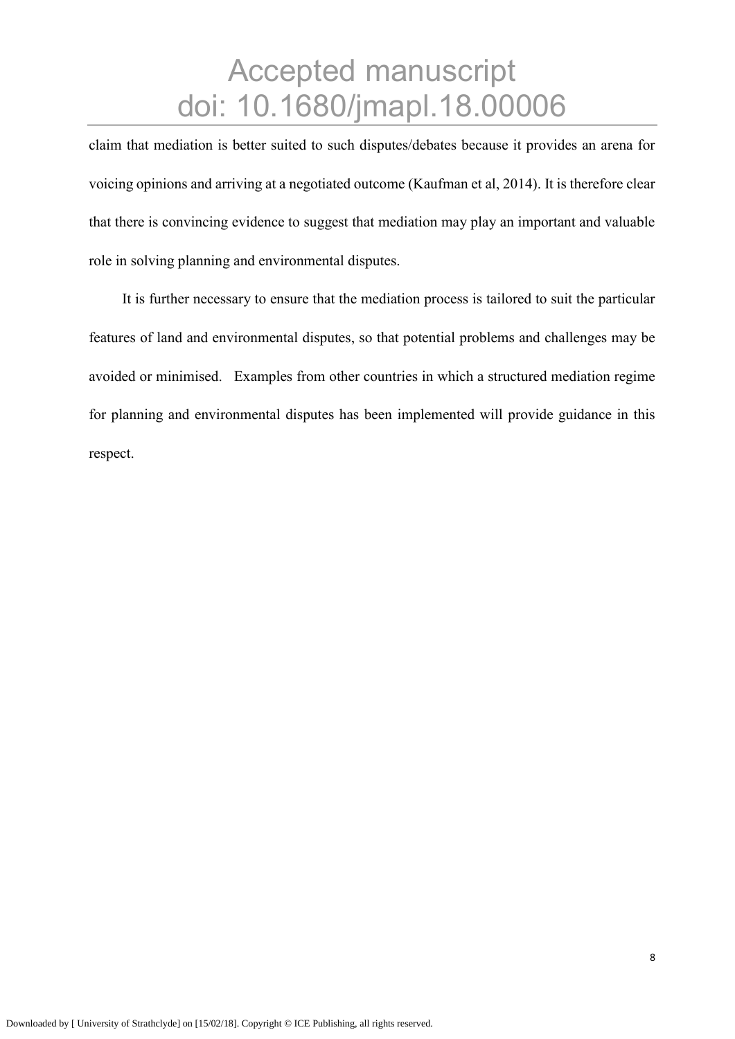claim that mediation is better suited to such disputes/debates because it provides an arena for voicing opinions and arriving at a negotiated outcome (Kaufman et al, 2014). It is therefore clear that there is convincing evidence to suggest that mediation may play an important and valuable role in solving planning and environmental disputes.

It is further necessary to ensure that the mediation process is tailored to suit the particular features of land and environmental disputes, so that potential problems and challenges may be avoided or minimised. Examples from other countries in which a structured mediation regime for planning and environmental disputes has been implemented will provide guidance in this respect.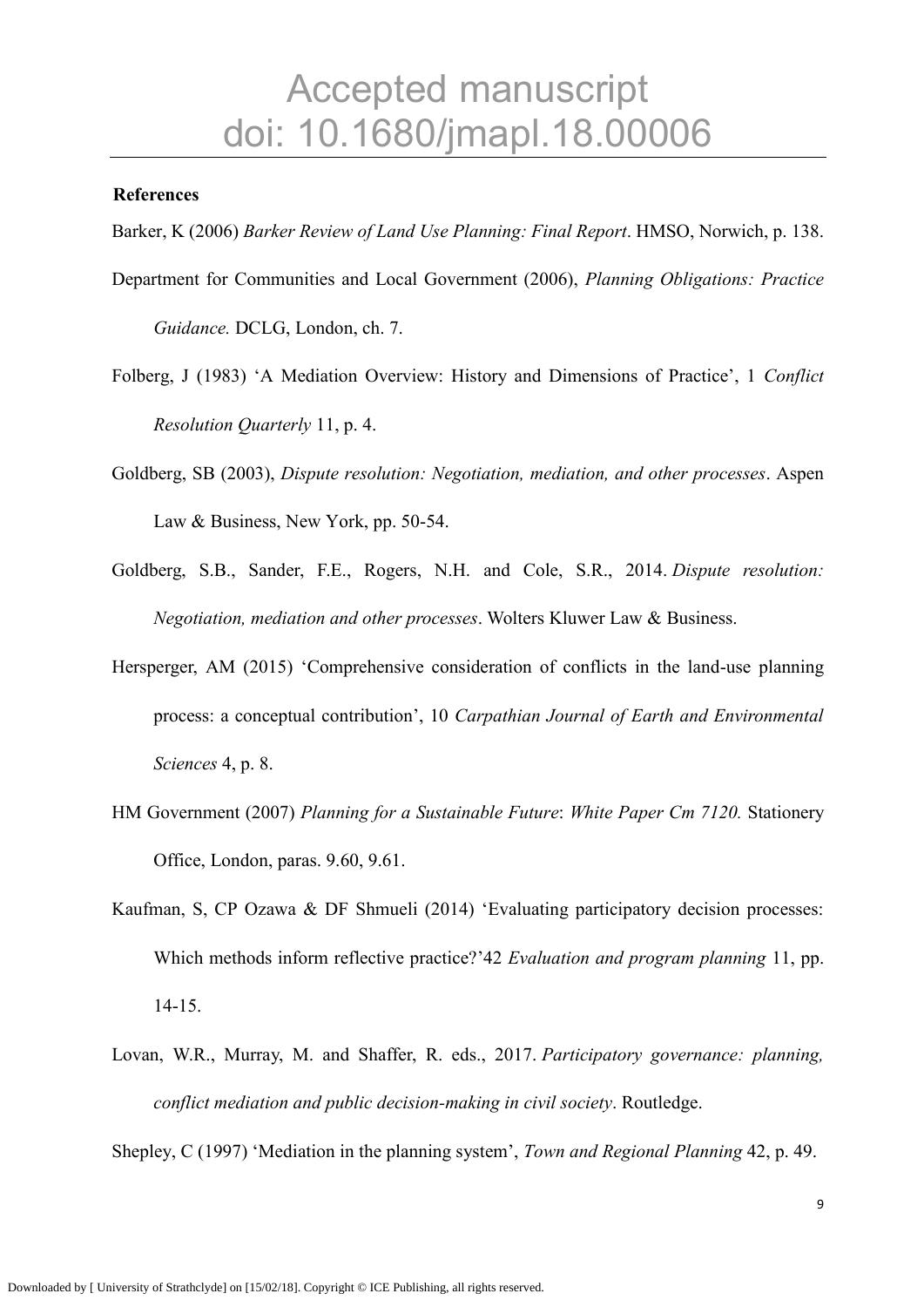**References**

Barker, K (2006) *Barker Review of Land Use Planning: Final Report*. HMSO, Norwich, p. 138.

Department for Communities and Local Government (2006), *Planning Obligations: Practice Guidance.* DCLG, London, ch. 7.

Folberg, J (1983) 'A Mediation Overview: History and Dimensions of Practice', 1 *Conflict Resolution Quarterly* 11, p. 4.

Goldberg, SB (2003), *Dispute resolution: Negotiation, mediation, and other processes*. Aspen Law & Business, New York, pp. 50-54.

Goldberg, S.B., Sander, F.E., Rogers, N.H. and Cole, S.R., 2014. *Dispute resolution: Negotiation, mediation and other processes*. Wolters Kluwer Law & Business.

Hersperger, AM (2015) 'Comprehensive consideration of conflicts in the land-use planning process: a conceptual contribution', 10 *Carpathian Journal of Earth and Environmental Sciences* 4, p. 8.

HM Government (2007) *Planning for a Sustainable Future*: *White Paper Cm 7120.* Stationery Office, London, paras. 9.60, 9.61.

Kaufman, S, CP Ozawa & DF Shmueli (2014) 'Evaluating participatory decision processes: Which methods inform reflective practice?'42 *Evaluation and program planning* 11, pp. 14-15.

Lovan, W.R., Murray, M. and Shaffer, R. eds., 2017. *Participatory governance: planning, conflict mediation and public decision-making in civil society*. Routledge.

Shepley, C (1997) 'Mediation in the planning system', *Town and Regional Planning* 42, p. 49.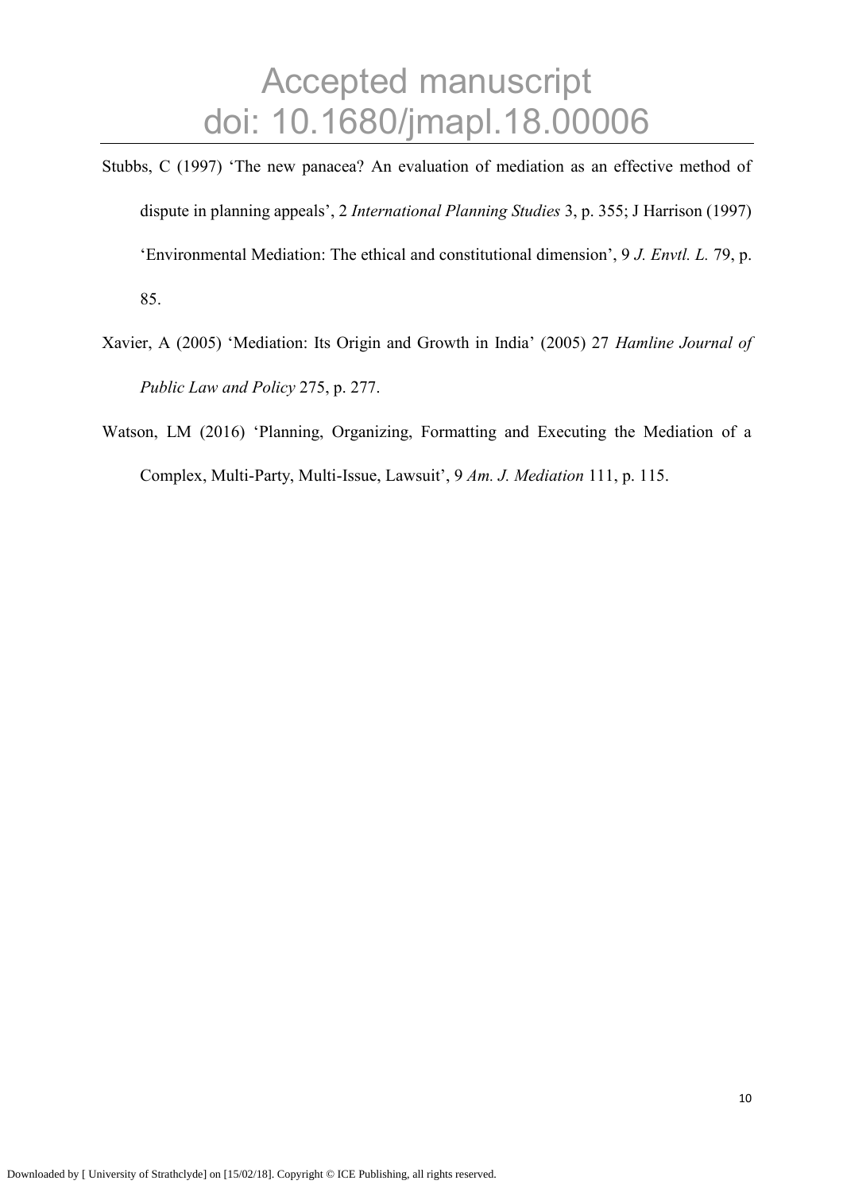Stubbs, C (1997) 'The new panacea? An evaluation of mediation as an effective method of dispute in planning appeals', 2 *International Planning Studies* 3, p. 355; J Harrison (1997) 'Environmental Mediation: The ethical and constitutional dimension', 9 *J. Envtl. L.* 79, p. 85.

Xavier, A (2005) 'Mediation: Its Origin and Growth in India' (2005) 27 *Hamline Journal of Public Law and Policy* 275, p. 277.

Watson, LM (2016) 'Planning, Organizing, Formatting and Executing the Mediation of a Complex, Multi-Party, Multi-Issue, Lawsuit', 9 *Am. J. Mediation* 111, p. 115.